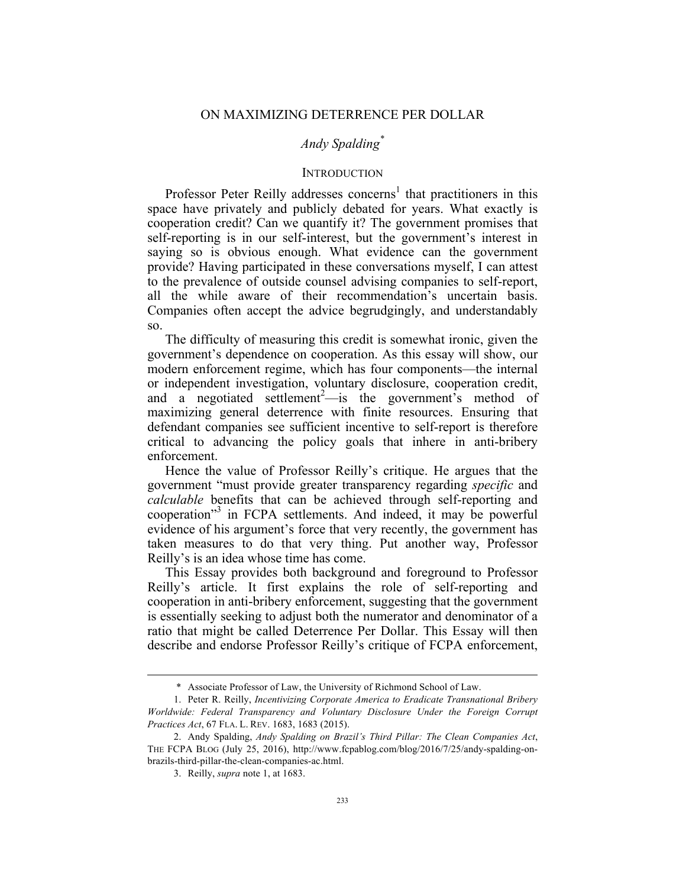# ON MAXIMIZING DETERRENCE PER DOLLAR

*Andy Spalding*[*]

## INTRODUCTION

Professor Peter Reilly addresses concerns[1] that practitioners in this space have privately and publicly debated for years. What exactly is cooperation credit? Can we quantify it? The government promises that self-reporting is in our self-interest, but the government's interest in saying so is obvious enough. What evidence can the government provide? Having participated in these conversations myself, I can attest to the prevalence of outside counsel advising companies to self-report, all the while aware of their recommendation's uncertain basis. Companies often accept the advice begrudgingly, and understandably so.

The difficulty of measuring this credit is somewhat ironic, given the government's dependence on cooperation. As this essay will show, our modern enforcement regime, which has four components—the internal or independent investigation, voluntary disclosure, cooperation credit, and a negotiated settlement[2]—is the government's method of maximizing general deterrence with finite resources. Ensuring that defendant companies see sufficient incentive to self-report is therefore critical to advancing the policy goals that inhere in anti-bribery enforcement.

Hence the value of Professor Reilly's critique. He argues that the government "must provide greater transparency regarding *specific* and *calculable* benefits that can be achieved through self-reporting and cooperation"[3] in FCPA settlements. And indeed, it may be powerful evidence of his argument's force that very recently, the government has taken measures to do that very thing. Put another way, Professor Reilly's is an idea whose time has come.

This Essay provides both background and foreground to Professor Reilly's article. It first explains the role of self-reporting and cooperation in anti-bribery enforcement, suggesting that the government is essentially seeking to adjust both the numerator and denominator of a ratio that might be called Deterrence Per Dollar. This Essay will then describe and endorse Professor Reilly's critique of FCPA enforcement,

---

\* Associate Professor of Law, the University of Richmond School of Law.

1. Peter R. Reilly, *Incentivizing Corporate America to Eradicate Transnational Bribery Worldwide: Federal Transparency and Voluntary Disclosure Under the Foreign Corrupt Practices Act*, 67 FLA. L. REV. 1683, 1683 (2015).

2. Andy Spalding, *Andy Spalding on Brazil's Third Pillar: The Clean Companies Act*, THE FCPA BLOG (July 25, 2016), http://www.fcpablog.com/blog/2016/7/25/andy-spalding-on-brazils-third-pillar-the-clean-companies-ac.html.

3. Reilly, *supra* note 1, at 1683.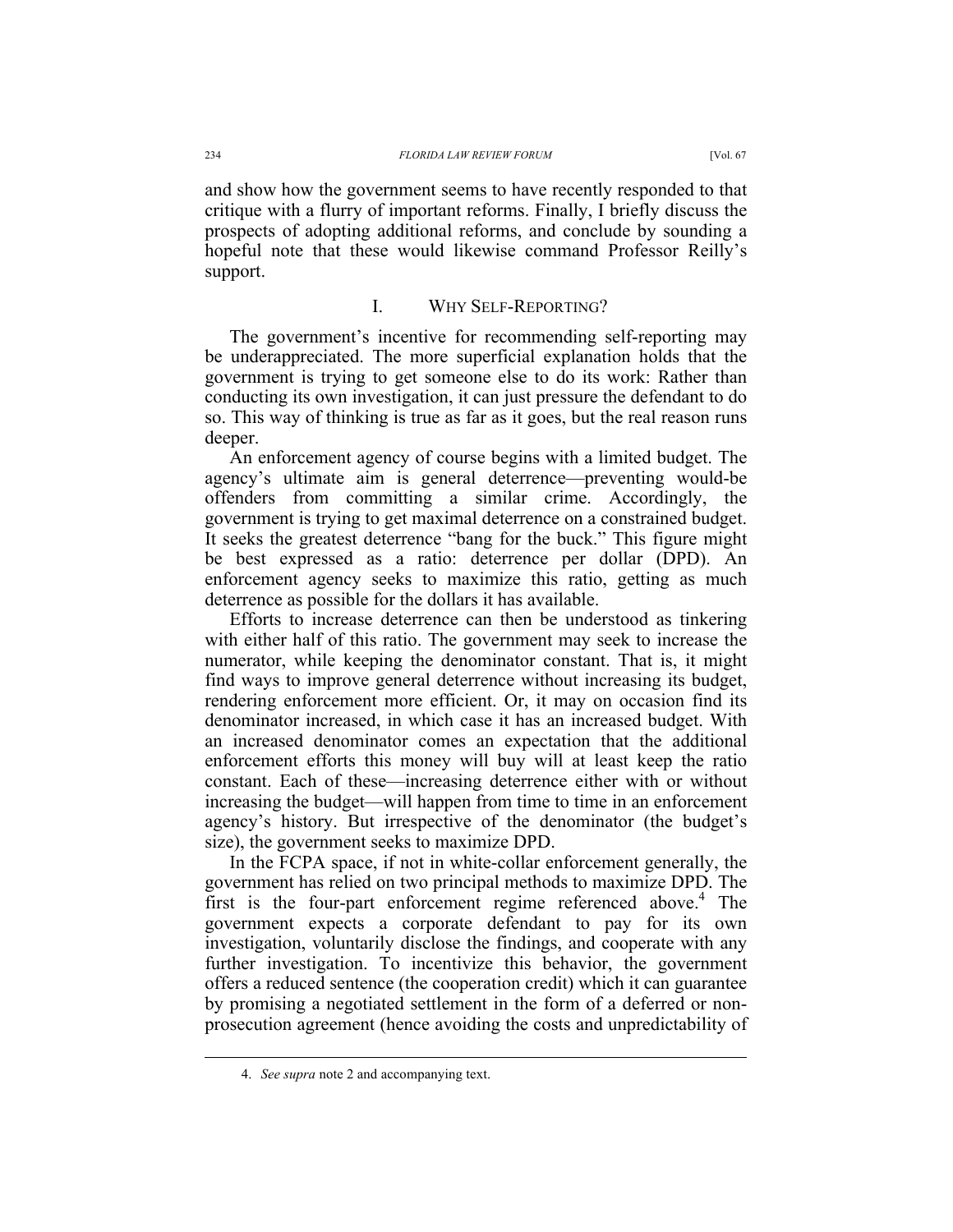and show how the government seems to have recently responded to that critique with a flurry of important reforms. Finally, I briefly discuss the prospects of adopting additional reforms, and conclude by sounding a hopeful note that these would likewise command Professor Reilly's support.

## I. WHY SELF-REPORTING?

The government's incentive for recommending self-reporting may be underappreciated. The more superficial explanation holds that the government is trying to get someone else to do its work: Rather than conducting its own investigation, it can just pressure the defendant to do so. This way of thinking is true as far as it goes, but the real reason runs deeper.

An enforcement agency of course begins with a limited budget. The agency's ultimate aim is general deterrence—preventing would-be offenders from committing a similar crime. Accordingly, the government is trying to get maximal deterrence on a constrained budget. It seeks the greatest deterrence "bang for the buck." This figure might be best expressed as a ratio: deterrence per dollar (DPD). An enforcement agency seeks to maximize this ratio, getting as much deterrence as possible for the dollars it has available.

Efforts to increase deterrence can then be understood as tinkering with either half of this ratio. The government may seek to increase the numerator, while keeping the denominator constant. That is, it might find ways to improve general deterrence without increasing its budget, rendering enforcement more efficient. Or, it may on occasion find its denominator increased, in which case it has an increased budget. With an increased denominator comes an expectation that the additional enforcement efforts this money will buy will at least keep the ratio constant. Each of these—increasing deterrence either with or without increasing the budget—will happen from time to time in an enforcement agency's history. But irrespective of the denominator (the budget's size), the government seeks to maximize DPD.

In the FCPA space, if not in white-collar enforcement generally, the government has relied on two principal methods to maximize DPD. The first is the four-part enforcement regime referenced above.[4] The government expects a corporate defendant to pay for its own investigation, voluntarily disclose the findings, and cooperate with any further investigation. To incentivize this behavior, the government offers a reduced sentence (the cooperation credit) which it can guarantee by promising a negotiated settlement in the form of a deferred or non-prosecution agreement (hence avoiding the costs and unpredictability of

4. *See supra* note 2 and accompanying text.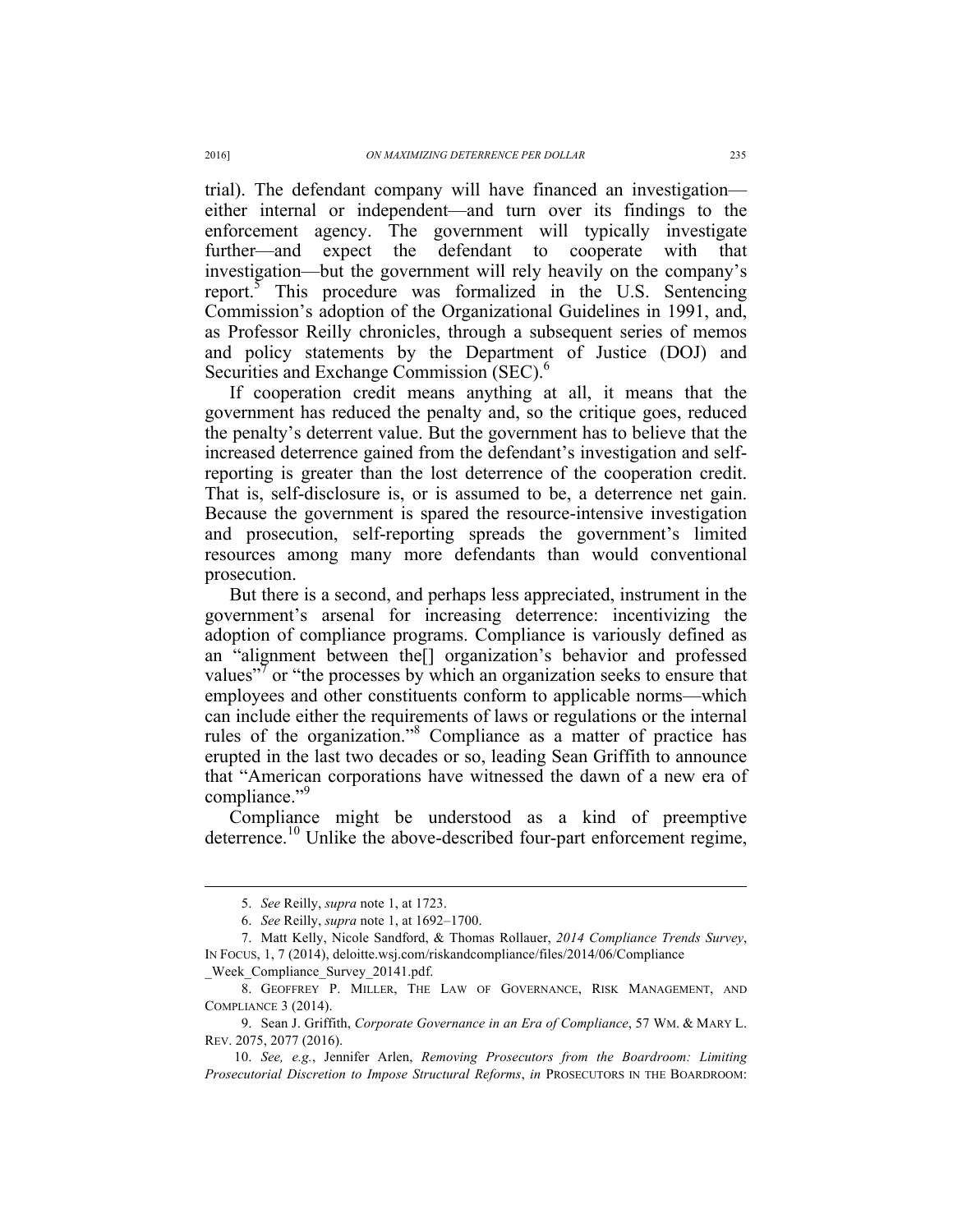trial). The defendant company will have financed an investigation—either internal or independent—and turn over its findings to the enforcement agency. The government will typically investigate further—and expect the defendant to cooperate with that investigation—but the government will rely heavily on the company's report.[5] This procedure was formalized in the U.S. Sentencing Commission's adoption of the Organizational Guidelines in 1991, and, as Professor Reilly chronicles, through a subsequent series of memos and policy statements by the Department of Justice (DOJ) and Securities and Exchange Commission (SEC).[6]

If cooperation credit means anything at all, it means that the government has reduced the penalty and, so the critique goes, reduced the penalty's deterrent value. But the government has to believe that the increased deterrence gained from the defendant's investigation and self-reporting is greater than the lost deterrence of the cooperation credit. That is, self-disclosure is, or is assumed to be, a deterrence net gain. Because the government is spared the resource-intensive investigation and prosecution, self-reporting spreads the government's limited resources among many more defendants than would conventional prosecution.

But there is a second, and perhaps less appreciated, instrument in the government's arsenal for increasing deterrence: incentivizing the adoption of compliance programs. Compliance is variously defined as an "alignment between the[] organization's behavior and professed values"[7] or "the processes by which an organization seeks to ensure that employees and other constituents conform to applicable norms—which can include either the requirements of laws or regulations or the internal rules of the organization."[8] Compliance as a matter of practice has erupted in the last two decades or so, leading Sean Griffith to announce that "American corporations have witnessed the dawn of a new era of compliance."[9]

Compliance might be understood as a kind of preemptive deterrence.[10] Unlike the above-described four-part enforcement regime,

---

5. *See* Reilly, *supra* note 1, at 1723.

6. *See* Reilly, *supra* note 1, at 1692–1700.

7. Matt Kelly, Nicole Sandford, & Thomas Rollauer, *2014 Compliance Trends Survey*, IN FOCUS, 1, 7 (2014), deloitte.wsj.com/riskandcompliance/files/2014/06/Compliance_Week_Compliance_Survey_20141.pdf.

8. GEOFFREY P. MILLER, THE LAW OF GOVERNANCE, RISK MANAGEMENT, AND COMPLIANCE 3 (2014).

9. Sean J. Griffith, *Corporate Governance in an Era of Compliance*, 57 WM. & MARY L. REV. 2075, 2077 (2016).

10. *See, e.g.*, Jennifer Arlen, *Removing Prosecutors from the Boardroom: Limiting Prosecutorial Discretion to Impose Structural Reforms*, *in* PROSECUTORS IN THE BOARDROOM: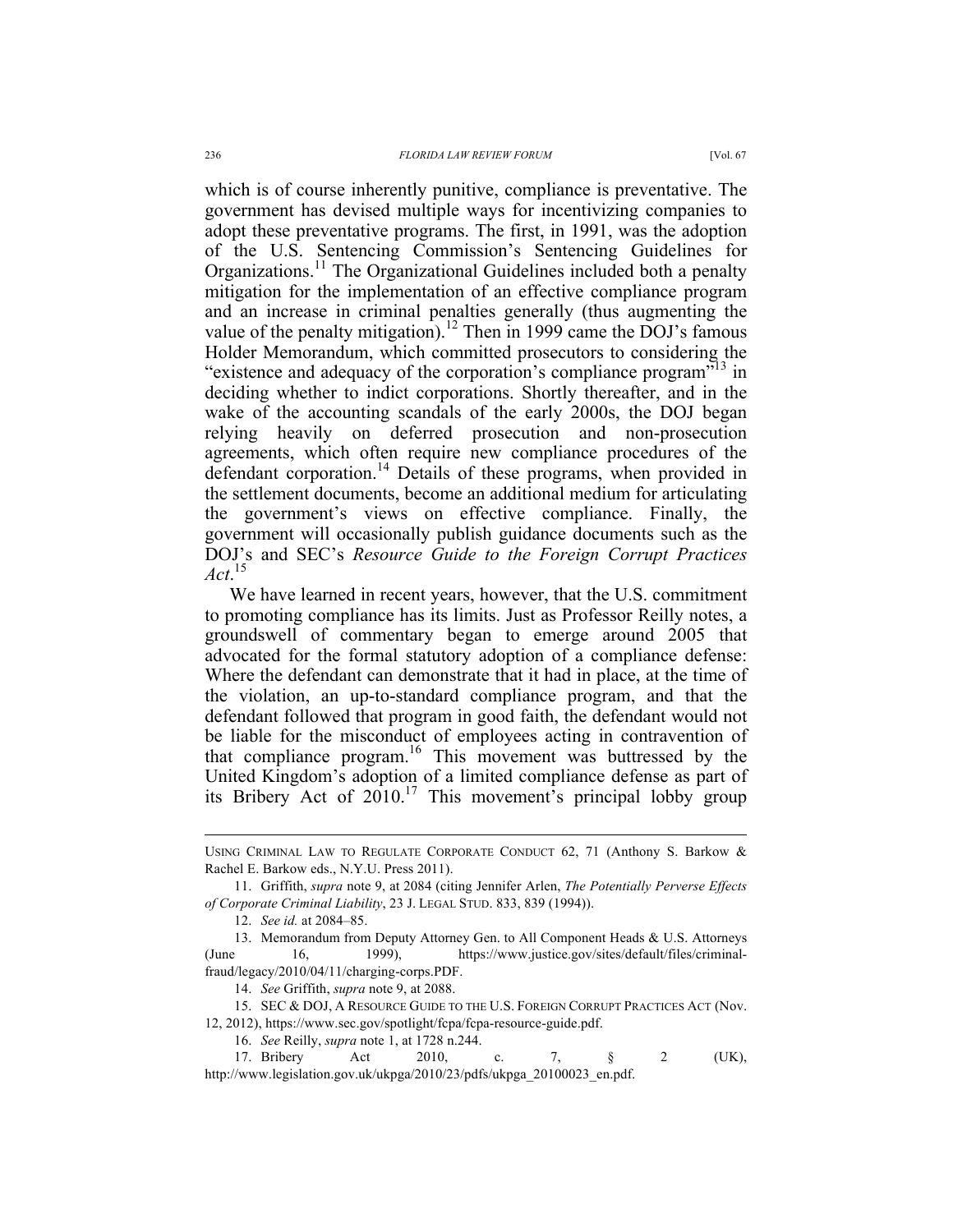which is of course inherently punitive, compliance is preventative. The government has devised multiple ways for incentivizing companies to adopt these preventative programs. The first, in 1991, was the adoption of the U.S. Sentencing Commission's Sentencing Guidelines for Organizations.[11] The Organizational Guidelines included both a penalty mitigation for the implementation of an effective compliance program and an increase in criminal penalties generally (thus augmenting the value of the penalty mitigation).[12] Then in 1999 came the DOJ's famous Holder Memorandum, which committed prosecutors to considering the "existence and adequacy of the corporation's compliance program"[13] in deciding whether to indict corporations. Shortly thereafter, and in the wake of the accounting scandals of the early 2000s, the DOJ began relying heavily on deferred prosecution and non-prosecution agreements, which often require new compliance procedures of the defendant corporation.[14] Details of these programs, when provided in the settlement documents, become an additional medium for articulating the government's views on effective compliance. Finally, the government will occasionally publish guidance documents such as the DOJ's and SEC's *Resource Guide to the Foreign Corrupt Practices Act*.[15]

We have learned in recent years, however, that the U.S. commitment to promoting compliance has its limits. Just as Professor Reilly notes, a groundswell of commentary began to emerge around 2005 that advocated for the formal statutory adoption of a compliance defense: Where the defendant can demonstrate that it had in place, at the time of the violation, an up-to-standard compliance program, and that the defendant followed that program in good faith, the defendant would not be liable for the misconduct of employees acting in contravention of that compliance program.[16] This movement was buttressed by the United Kingdom's adoption of a limited compliance defense as part of its Bribery Act of 2010.[17] This movement's principal lobby group

---

USING CRIMINAL LAW TO REGULATE CORPORATE CONDUCT 62, 71 (Anthony S. Barkow & Rachel E. Barkow eds., N.Y.U. Press 2011).

11. Griffith, *supra* note 9, at 2084 (citing Jennifer Arlen, *The Potentially Perverse Effects of Corporate Criminal Liability*, 23 J. LEGAL STUD. 833, 839 (1994)).

12. *See id.* at 2084–85.

13. Memorandum from Deputy Attorney Gen. to All Component Heads & U.S. Attorneys (June 16, 1999), https://www.justice.gov/sites/default/files/criminal-fraud/legacy/2010/04/11/charging-corps.PDF.

14. *See* Griffith, *supra* note 9, at 2088.

15. SEC & DOJ, A RESOURCE GUIDE TO THE U.S. FOREIGN CORRUPT PRACTICES ACT (Nov. 12, 2012), https://www.sec.gov/spotlight/fcpa/fcpa-resource-guide.pdf.

16. *See* Reilly, *supra* note 1, at 1728 n.244.

17. Bribery Act 2010, c. 7, § 2 (UK), http://www.legislation.gov.uk/ukpga/2010/23/pdfs/ukpga_20100023_en.pdf.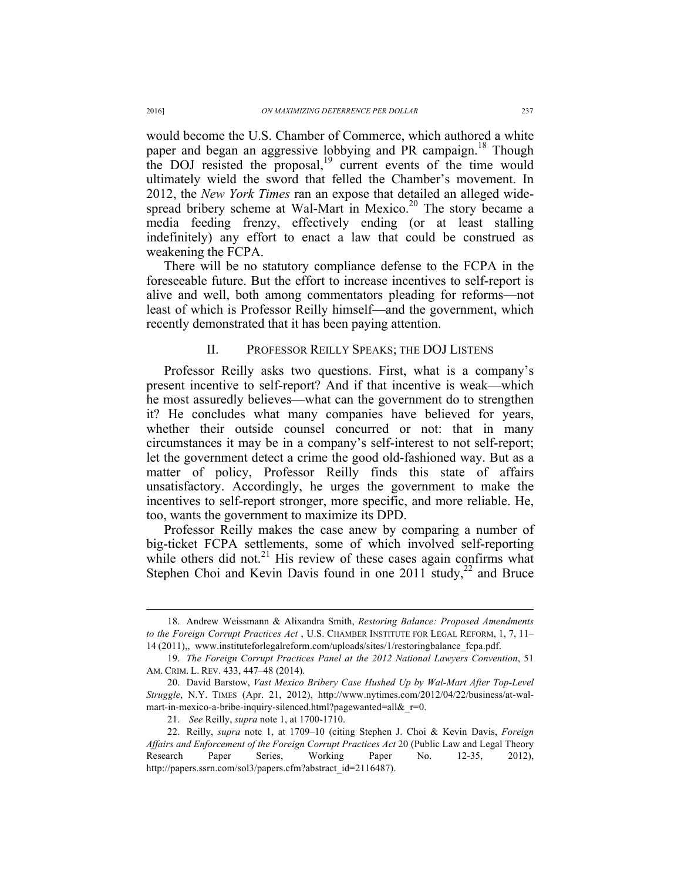would become the U.S. Chamber of Commerce, which authored a white paper and began an aggressive lobbying and PR campaign.[18] Though the DOJ resisted the proposal,[19] current events of the time would ultimately wield the sword that felled the Chamber's movement. In 2012, the *New York Times* ran an expose that detailed an alleged wide-spread bribery scheme at Wal-Mart in Mexico.[20] The story became a media feeding frenzy, effectively ending (or at least stalling indefinitely) any effort to enact a law that could be construed as weakening the FCPA.

There will be no statutory compliance defense to the FCPA in the foreseeable future. But the effort to increase incentives to self-report is alive and well, both among commentators pleading for reforms—not least of which is Professor Reilly himself—and the government, which recently demonstrated that it has been paying attention.

## II. PROFESSOR REILLY SPEAKS; THE DOJ LISTENS

Professor Reilly asks two questions. First, what is a company's present incentive to self-report? And if that incentive is weak—which he most assuredly believes—what can the government do to strengthen it? He concludes what many companies have believed for years, whether their outside counsel concurred or not: that in many circumstances it may be in a company's self-interest to not self-report; let the government detect a crime the good old-fashioned way. But as a matter of policy, Professor Reilly finds this state of affairs unsatisfactory. Accordingly, he urges the government to make the incentives to self-report stronger, more specific, and more reliable. He, too, wants the government to maximize its DPD.

Professor Reilly makes the case anew by comparing a number of big-ticket FCPA settlements, some of which involved self-reporting while others did not.[21] His review of these cases again confirms what Stephen Choi and Kevin Davis found in one 2011 study,[22] and Bruce

---

18. Andrew Weissmann & Alixandra Smith, *Restoring Balance: Proposed Amendments to the Foreign Corrupt Practices Act* , U.S. CHAMBER INSTITUTE FOR LEGAL REFORM, 1, 7, 11–14 (2011),, www.instituteforlegalreform.com/uploads/sites/1/restoringbalance_fcpa.pdf.

19. *The Foreign Corrupt Practices Panel at the 2012 National Lawyers Convention*, 51 AM. CRIM. L. REV. 433, 447–48 (2014).

20. David Barstow, *Vast Mexico Bribery Case Hushed Up by Wal-Mart After Top-Level Struggle*, N.Y. TIMES (Apr. 21, 2012), http://www.nytimes.com/2012/04/22/business/at-wal-mart-in-mexico-a-bribe-inquiry-silenced.html?pagewanted=all&_r=0.

21. *See* Reilly, *supra* note 1, at 1700-1710.

22. Reilly, *supra* note 1, at 1709–10 (citing Stephen J. Choi & Kevin Davis, *Foreign Affairs and Enforcement of the Foreign Corrupt Practices Act* 20 (Public Law and Legal Theory Research Paper Series, Working Paper No. 12-35, 2012), http://papers.ssrn.com/sol3/papers.cfm?abstract_id=2116487).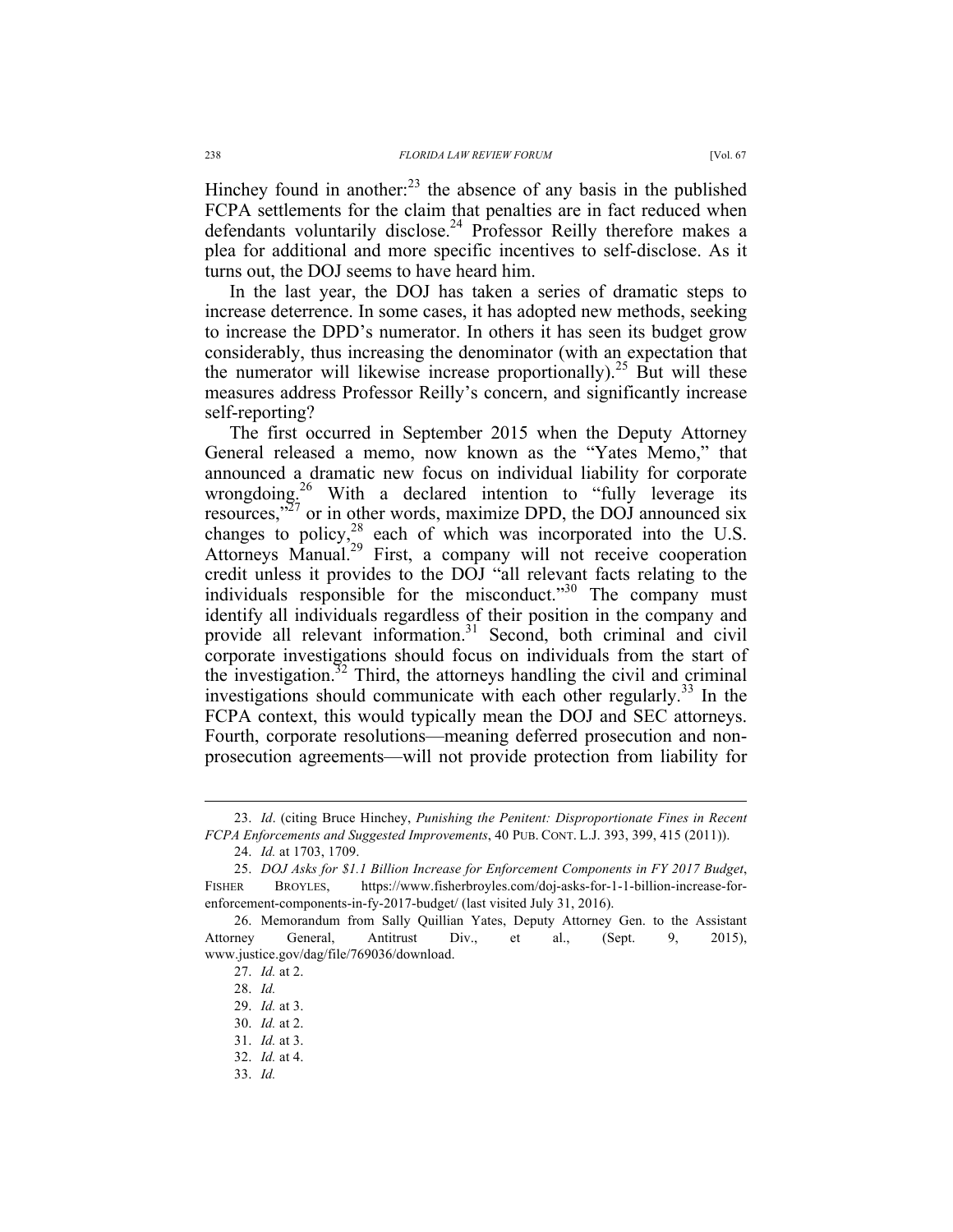Hinchey found in another:[23] the absence of any basis in the published FCPA settlements for the claim that penalties are in fact reduced when defendants voluntarily disclose.[24] Professor Reilly therefore makes a plea for additional and more specific incentives to self-disclose. As it turns out, the DOJ seems to have heard him.

In the last year, the DOJ has taken a series of dramatic steps to increase deterrence. In some cases, it has adopted new methods, seeking to increase the DPD's numerator. In others it has seen its budget grow considerably, thus increasing the denominator (with an expectation that the numerator will likewise increase proportionally).[25] But will these measures address Professor Reilly's concern, and significantly increase self-reporting?

The first occurred in September 2015 when the Deputy Attorney General released a memo, now known as the "Yates Memo," that announced a dramatic new focus on individual liability for corporate wrongdoing.[26] With a declared intention to "fully leverage its resources,"[27] or in other words, maximize DPD, the DOJ announced six changes to policy,[28] each of which was incorporated into the U.S. Attorneys Manual.[29] First, a company will not receive cooperation credit unless it provides to the DOJ "all relevant facts relating to the individuals responsible for the misconduct."[30] The company must identify all individuals regardless of their position in the company and provide all relevant information.[31] Second, both criminal and civil corporate investigations should focus on individuals from the start of the investigation.[32] Third, the attorneys handling the civil and criminal investigations should communicate with each other regularly.[33] In the FCPA context, this would typically mean the DOJ and SEC attorneys. Fourth, corporate resolutions—meaning deferred prosecution and non-prosecution agreements—will not provide protection from liability for

---

23. *Id*. (citing Bruce Hinchey, *Punishing the Penitent: Disproportionate Fines in Recent FCPA Enforcements and Suggested Improvements*, 40 PUB. CONT. L.J. 393, 399, 415 (2011)).

24. *Id.* at 1703, 1709.

25. *DOJ Asks for $1.1 Billion Increase for Enforcement Components in FY 2017 Budget*, FISHER BROYLES, https://www.fisherbroyles.com/doj-asks-for-1-1-billion-increase-for-enforcement-components-in-fy-2017-budget/ (last visited July 31, 2016).

26. Memorandum from Sally Quillian Yates, Deputy Attorney Gen. to the Assistant Attorney General, Antitrust Div., et al., (Sept. 9, 2015), www.justice.gov/dag/file/769036/download.

27. *Id.* at 2.

28. *Id.*

29. *Id.* at 3.

30. *Id.* at 2.

31. *Id.* at 3.

32. *Id.* at 4.

33. *Id.*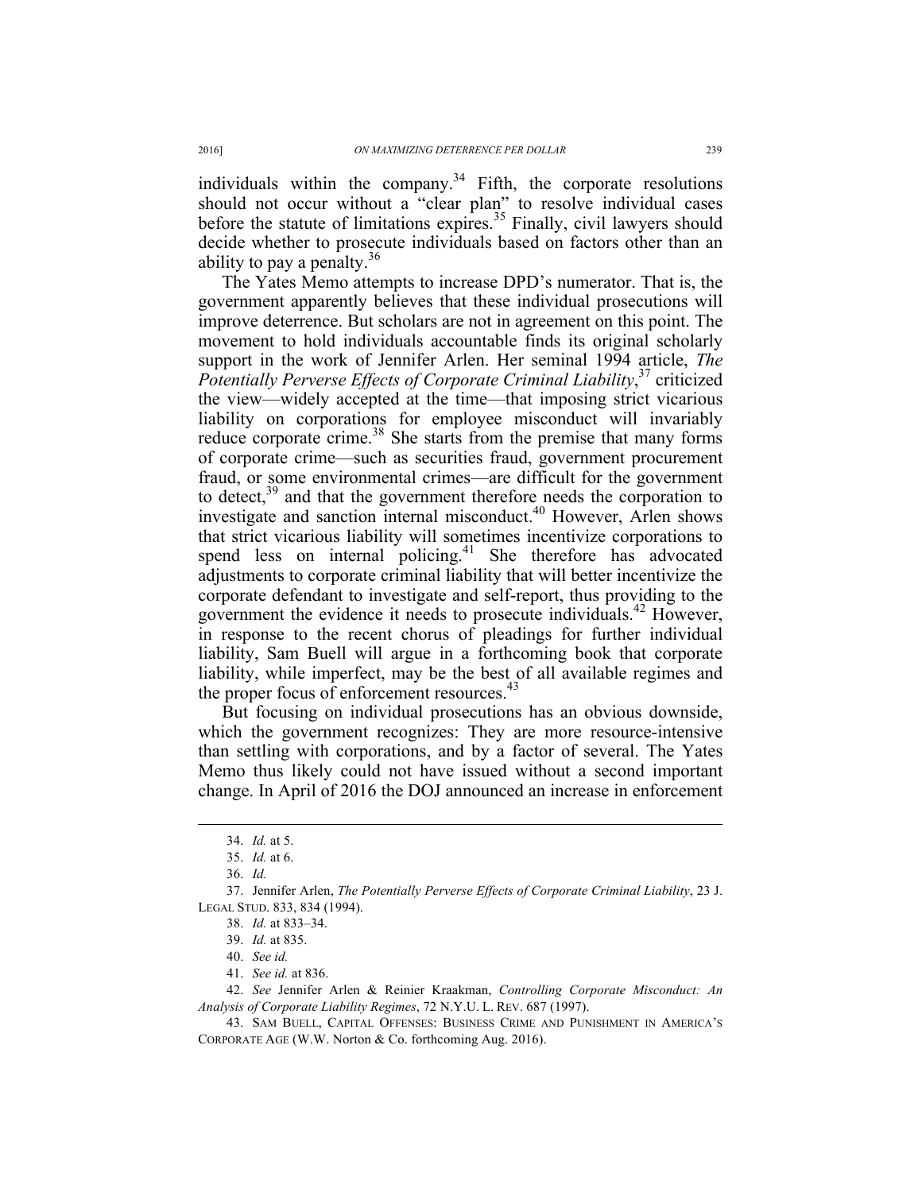individuals within the company.[34] Fifth, the corporate resolutions should not occur without a "clear plan" to resolve individual cases before the statute of limitations expires.[35] Finally, civil lawyers should decide whether to prosecute individuals based on factors other than an ability to pay a penalty.[36]

The Yates Memo attempts to increase DPD's numerator. That is, the government apparently believes that these individual prosecutions will improve deterrence. But scholars are not in agreement on this point. The movement to hold individuals accountable finds its original scholarly support in the work of Jennifer Arlen. Her seminal 1994 article, *The Potentially Perverse Effects of Corporate Criminal Liability*,[37] criticized the view—widely accepted at the time—that imposing strict vicarious liability on corporations for employee misconduct will invariably reduce corporate crime.[38] She starts from the premise that many forms of corporate crime—such as securities fraud, government procurement fraud, or some environmental crimes—are difficult for the government to detect,[39] and that the government therefore needs the corporation to investigate and sanction internal misconduct.[40] However, Arlen shows that strict vicarious liability will sometimes incentivize corporations to spend less on internal policing.[41] She therefore has advocated adjustments to corporate criminal liability that will better incentivize the corporate defendant to investigate and self-report, thus providing to the government the evidence it needs to prosecute individuals.[42] However, in response to the recent chorus of pleadings for further individual liability, Sam Buell will argue in a forthcoming book that corporate liability, while imperfect, may be the best of all available regimes and the proper focus of enforcement resources.[43]

But focusing on individual prosecutions has an obvious downside, which the government recognizes: They are more resource-intensive than settling with corporations, and by a factor of several. The Yates Memo thus likely could not have issued without a second important change. In April of 2016 the DOJ announced an increase in enforcement

---

34. *Id.* at 5.

35. *Id.* at 6.

36. *Id.*

37. Jennifer Arlen, *The Potentially Perverse Effects of Corporate Criminal Liability*, 23 J. LEGAL STUD. 833, 834 (1994).

38. *Id.* at 833–34.

39. *Id.* at 835.

40. *See id.*

41. *See id.* at 836.

42. *See* Jennifer Arlen & Reinier Kraakman, *Controlling Corporate Misconduct: An Analysis of Corporate Liability Regimes*, 72 N.Y.U. L. REV. 687 (1997).

43. SAM BUELL, CAPITAL OFFENSES: BUSINESS CRIME AND PUNISHMENT IN AMERICA'S CORPORATE AGE (W.W. Norton & Co. forthcoming Aug. 2016).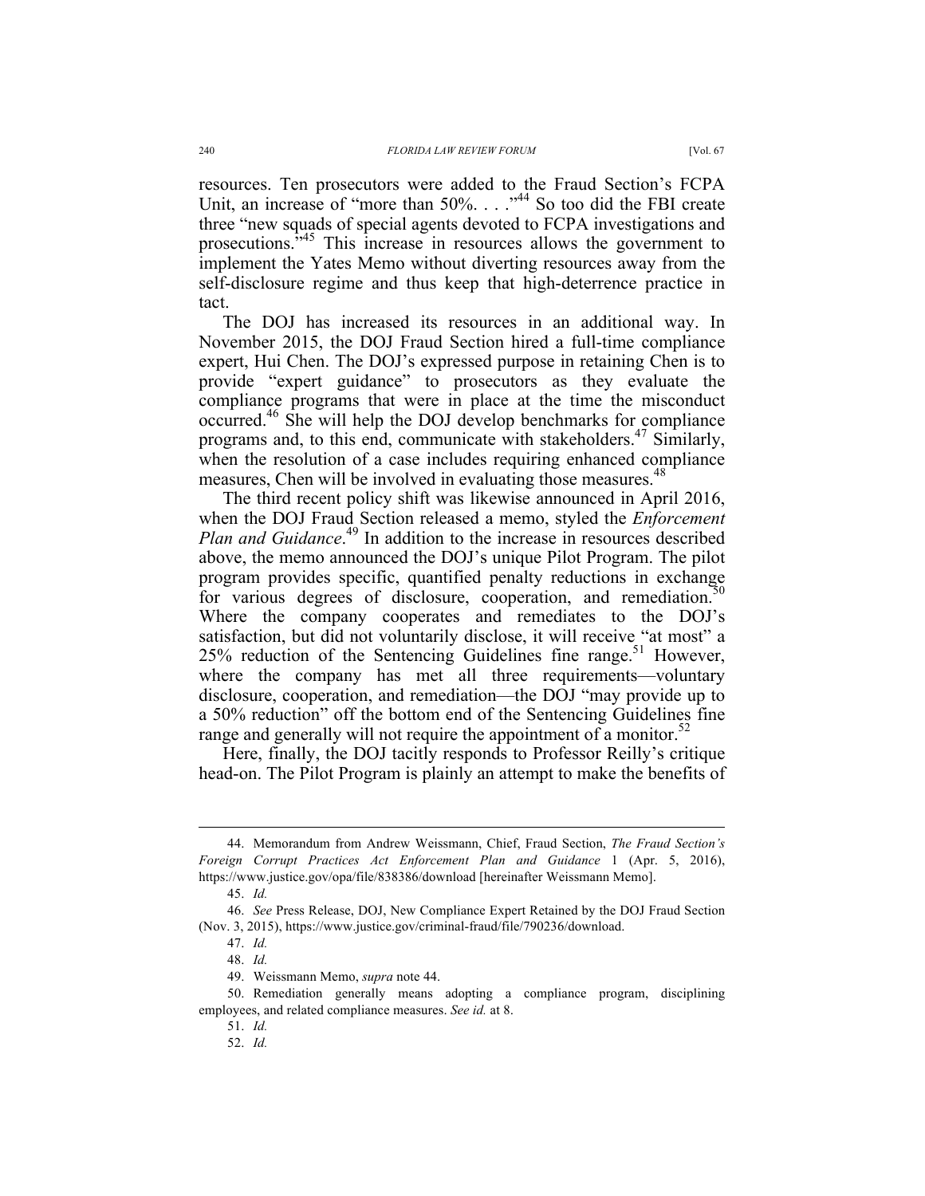resources. Ten prosecutors were added to the Fraud Section's FCPA Unit, an increase of "more than 50%. . . ."[44] So too did the FBI create three "new squads of special agents devoted to FCPA investigations and prosecutions."[45] This increase in resources allows the government to implement the Yates Memo without diverting resources away from the self-disclosure regime and thus keep that high-deterrence practice in tact.

The DOJ has increased its resources in an additional way. In November 2015, the DOJ Fraud Section hired a full-time compliance expert, Hui Chen. The DOJ's expressed purpose in retaining Chen is to provide "expert guidance" to prosecutors as they evaluate the compliance programs that were in place at the time the misconduct occurred.[46] She will help the DOJ develop benchmarks for compliance programs and, to this end, communicate with stakeholders.[47] Similarly, when the resolution of a case includes requiring enhanced compliance measures, Chen will be involved in evaluating those measures.[48]

The third recent policy shift was likewise announced in April 2016, when the DOJ Fraud Section released a memo, styled the *Enforcement Plan and Guidance*.[49] In addition to the increase in resources described above, the memo announced the DOJ's unique Pilot Program. The pilot program provides specific, quantified penalty reductions in exchange for various degrees of disclosure, cooperation, and remediation.[50] Where the company cooperates and remediates to the DOJ's satisfaction, but did not voluntarily disclose, it will receive "at most" a 25% reduction of the Sentencing Guidelines fine range.[51] However, where the company has met all three requirements—voluntary disclosure, cooperation, and remediation—the DOJ "may provide up to a 50% reduction" off the bottom end of the Sentencing Guidelines fine range and generally will not require the appointment of a monitor.[52]

Here, finally, the DOJ tacitly responds to Professor Reilly's critique head-on. The Pilot Program is plainly an attempt to make the benefits of

---

44. Memorandum from Andrew Weissmann, Chief, Fraud Section, *The Fraud Section's Foreign Corrupt Practices Act Enforcement Plan and Guidance* 1 (Apr. 5, 2016), https://www.justice.gov/opa/file/838386/download [hereinafter Weissmann Memo].

45. *Id.*

46. *See* Press Release, DOJ, New Compliance Expert Retained by the DOJ Fraud Section (Nov. 3, 2015), https://www.justice.gov/criminal-fraud/file/790236/download.

47. *Id.*

48. *Id.*

49. Weissmann Memo, *supra* note 44.

50. Remediation generally means adopting a compliance program, disciplining employees, and related compliance measures. *See id.* at 8.

51. *Id.*

52. *Id.*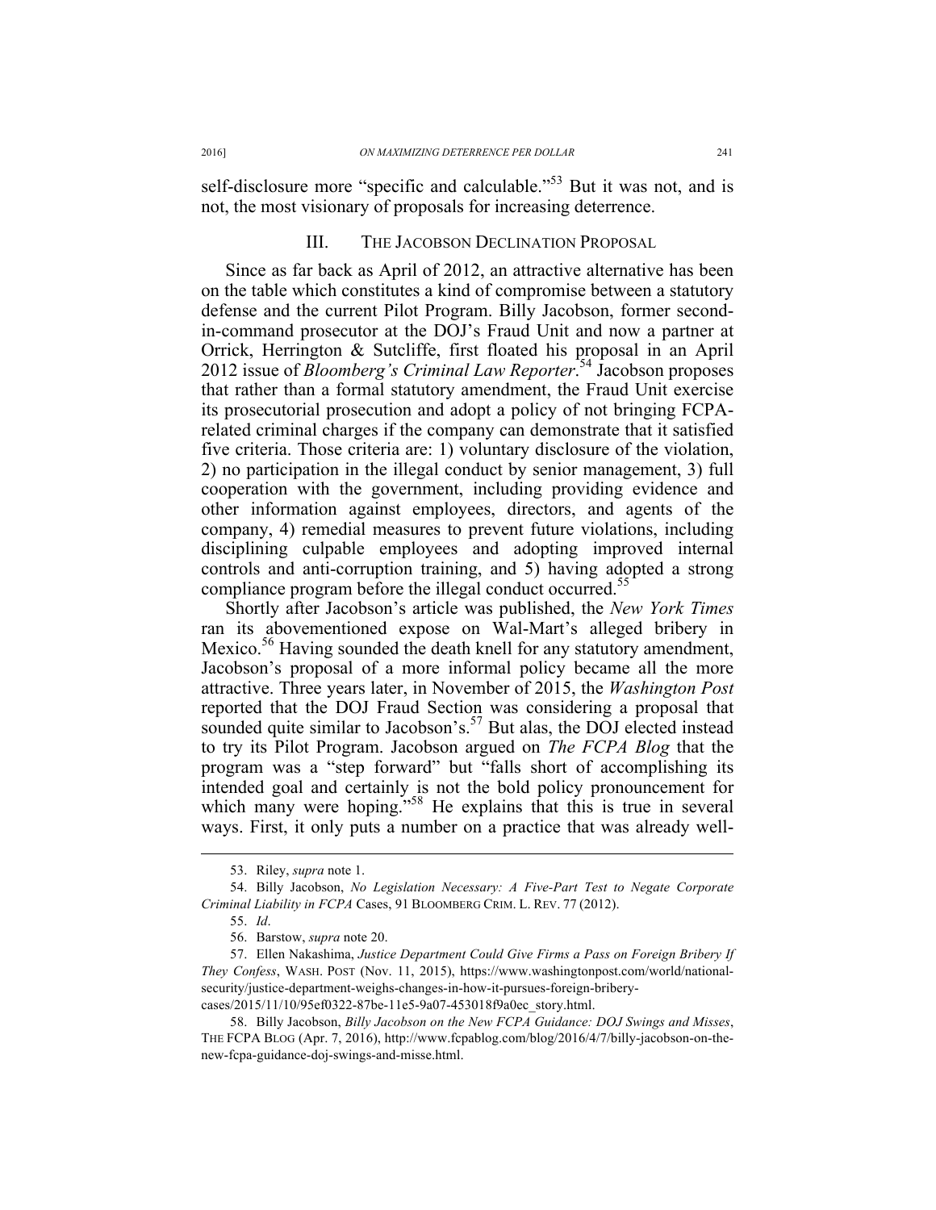self-disclosure more "specific and calculable."[53] But it was not, and is not, the most visionary of proposals for increasing deterrence.

## III. THE JACOBSON DECLINATION PROPOSAL

Since as far back as April of 2012, an attractive alternative has been on the table which constitutes a kind of compromise between a statutory defense and the current Pilot Program. Billy Jacobson, former second-in-command prosecutor at the DOJ's Fraud Unit and now a partner at Orrick, Herrington & Sutcliffe, first floated his proposal in an April 2012 issue of *Bloomberg's Criminal Law Reporter*.[54] Jacobson proposes that rather than a formal statutory amendment, the Fraud Unit exercise its prosecutorial prosecution and adopt a policy of not bringing FCPA-related criminal charges if the company can demonstrate that it satisfied five criteria. Those criteria are: 1) voluntary disclosure of the violation, 2) no participation in the illegal conduct by senior management, 3) full cooperation with the government, including providing evidence and other information against employees, directors, and agents of the company, 4) remedial measures to prevent future violations, including disciplining culpable employees and adopting improved internal controls and anti-corruption training, and 5) having adopted a strong compliance program before the illegal conduct occurred.[55]

Shortly after Jacobson's article was published, the *New York Times* ran its abovementioned expose on Wal-Mart's alleged bribery in Mexico.[56] Having sounded the death knell for any statutory amendment, Jacobson's proposal of a more informal policy became all the more attractive. Three years later, in November of 2015, the *Washington Post* reported that the DOJ Fraud Section was considering a proposal that sounded quite similar to Jacobson's.[57] But alas, the DOJ elected instead to try its Pilot Program. Jacobson argued on *The FCPA Blog* that the program was a "step forward" but "falls short of accomplishing its intended goal and certainly is not the bold policy pronouncement for which many were hoping."[58] He explains that this is true in several ways. First, it only puts a number on a practice that was already well-

---

53. Riley, *supra* note 1.

54. Billy Jacobson, *No Legislation Necessary: A Five-Part Test to Negate Corporate Criminal Liability in FCPA* Cases, 91 BLOOMBERG CRIM. L. REV. 77 (2012).

55. *Id*.

56. Barstow, *supra* note 20.

57. Ellen Nakashima, *Justice Department Could Give Firms a Pass on Foreign Bribery If They Confess*, WASH. POST (Nov. 11, 2015), https://www.washingtonpost.com/world/national-security/justice-department-weighs-changes-in-how-it-pursues-foreign-bribery-cases/2015/11/10/95ef0322-87be-11e5-9a07-453018f9a0ec_story.html.

58. Billy Jacobson, *Billy Jacobson on the New FCPA Guidance: DOJ Swings and Misses*, THE FCPA BLOG (Apr. 7, 2016), http://www.fcpablog.com/blog/2016/4/7/billy-jacobson-on-the-new-fcpa-guidance-doj-swings-and-misse.html.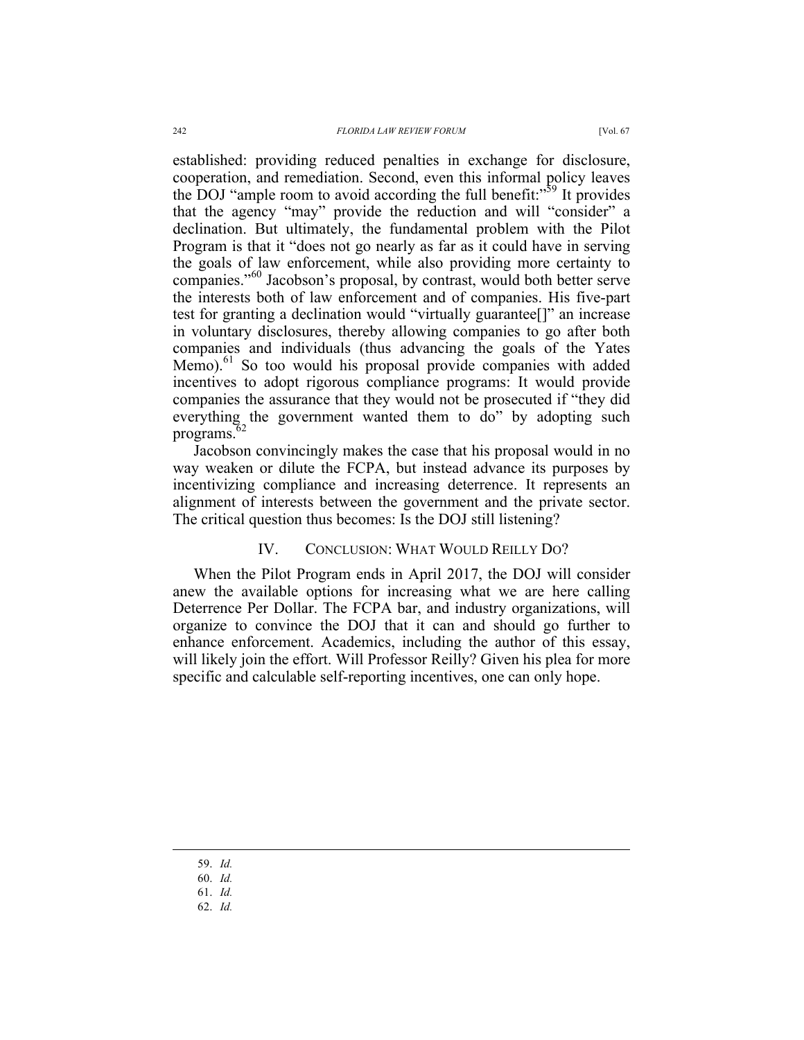established: providing reduced penalties in exchange for disclosure, cooperation, and remediation. Second, even this informal policy leaves the DOJ "ample room to avoid according the full benefit:"[59] It provides that the agency "may" provide the reduction and will "consider" a declination. But ultimately, the fundamental problem with the Pilot Program is that it "does not go nearly as far as it could have in serving the goals of law enforcement, while also providing more certainty to companies."[60] Jacobson's proposal, by contrast, would both better serve the interests both of law enforcement and of companies. His five-part test for granting a declination would "virtually guarantee[]" an increase in voluntary disclosures, thereby allowing companies to go after both companies and individuals (thus advancing the goals of the Yates Memo).[61] So too would his proposal provide companies with added incentives to adopt rigorous compliance programs: It would provide companies the assurance that they would not be prosecuted if "they did everything the government wanted them to do" by adopting such programs.[62]

Jacobson convincingly makes the case that his proposal would in no way weaken or dilute the FCPA, but instead advance its purposes by incentivizing compliance and increasing deterrence. It represents an alignment of interests between the government and the private sector. The critical question thus becomes: Is the DOJ still listening?

## IV. CONCLUSION: WHAT WOULD REILLY DO?

When the Pilot Program ends in April 2017, the DOJ will consider anew the available options for increasing what we are here calling Deterrence Per Dollar. The FCPA bar, and industry organizations, will organize to convince the DOJ that it can and should go further to enhance enforcement. Academics, including the author of this essay, will likely join the effort. Will Professor Reilly? Given his plea for more specific and calculable self-reporting incentives, one can only hope.

---

59. *Id.*

60. *Id.*

61. *Id.*

62. *Id.*